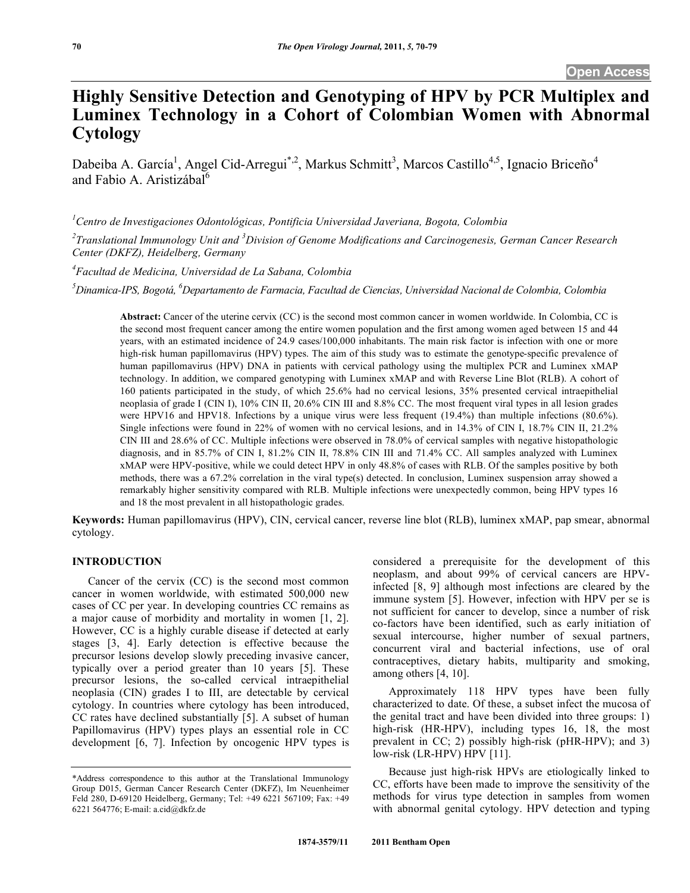Open Access

# Highly Sensitive Detection and Genotyping of HPV by PCR Multiplex and Luminex Technology in a Cohort of Colombian Women with Abnormal Cytology

Dabeiba A. García[1], Angel Cid-Arregui[*,2], Markus Schmitt[3], Marcos Castillo[4,5], Ignacio Briceño[4] and Fabio A. Aristizábal[6]

[1]*Centro de Investigaciones Odontológicas, Pontificia Universidad Javeriana, Bogota, Colombia*

[2]*Translational Immunology Unit and* [3]*Division of Genome Modifications and Carcinogenesis, German Cancer Research Center (DKFZ), Heidelberg, Germany*

[4]*Facultad de Medicina, Universidad de La Sabana, Colombia*

[5]*Dinamica-IPS, Bogotá,* [6]*Departamento de Farmacia, Facultad de Ciencias, Universidad Nacional de Colombia, Colombia*

**Abstract:** Cancer of the uterine cervix (CC) is the second most common cancer in women worldwide. In Colombia, CC is the second most frequent cancer among the entire women population and the first among women aged between 15 and 44 years, with an estimated incidence of 24.9 cases/100,000 inhabitants. The main risk factor is infection with one or more high-risk human papillomavirus (HPV) types. The aim of this study was to estimate the genotype-specific prevalence of human papillomavirus (HPV) DNA in patients with cervical pathology using the multiplex PCR and Luminex xMAP technology. In addition, we compared genotyping with Luminex xMAP and with Reverse Line Blot (RLB). A cohort of 160 patients participated in the study, of which 25.6% had no cervical lesions, 35% presented cervical intraepithelial neoplasia of grade I (CIN I), 10% CIN II, 20.6% CIN III and 8.8% CC. The most frequent viral types in all lesion grades were HPV16 and HPV18. Infections by a unique virus were less frequent (19.4%) than multiple infections (80.6%). Single infections were found in 22% of women with no cervical lesions, and in 14.3% of CIN I, 18.7% CIN II, 21.2% CIN III and 28.6% of CC. Multiple infections were observed in 78.0% of cervical samples with negative histopathologic diagnosis, and in 85.7% of CIN I, 81.2% CIN II, 78.8% CIN III and 71.4% CC. All samples analyzed with Luminex xMAP were HPV-positive, while we could detect HPV in only 48.8% of cases with RLB. Of the samples positive by both methods, there was a 67.2% correlation in the viral type(s) detected. In conclusion, Luminex suspension array showed a remarkably higher sensitivity compared with RLB. Multiple infections were unexpectedly common, being HPV types 16 and 18 the most prevalent in all histopathologic grades.

**Keywords:** Human papillomavirus (HPV), CIN, cervical cancer, reverse line blot (RLB), luminex xMAP, pap smear, abnormal cytology.

## INTRODUCTION

Cancer of the cervix (CC) is the second most common cancer in women worldwide, with estimated 500,000 new cases of CC per year. In developing countries CC remains as a major cause of morbidity and mortality in women [1, 2]. However, CC is a highly curable disease if detected at early stages [3, 4]. Early detection is effective because the precursor lesions develop slowly preceding invasive cancer, typically over a period greater than 10 years [5]. These precursor lesions, the so-called cervical intraepithelial neoplasia (CIN) grades I to III, are detectable by cervical cytology. In countries where cytology has been introduced, CC rates have declined substantially [5]. A subset of human Papillomavirus (HPV) types plays an essential role in CC development [6, 7]. Infection by oncogenic HPV types is considered a prerequisite for the development of this neoplasm, and about 99% of cervical cancers are HPV-infected [8, 9] although most infections are cleared by the immune system [5]. However, infection with HPV per se is not sufficient for cancer to develop, since a number of risk co-factors have been identified, such as early initiation of sexual intercourse, higher number of sexual partners, concurrent viral and bacterial infections, use of oral contraceptives, dietary habits, multiparity and smoking, among others [4, 10].

Approximately 118 HPV types have been fully characterized to date. Of these, a subset infect the mucosa of the genital tract and have been divided into three groups: 1) high-risk (HR-HPV), including types 16, 18, the most prevalent in CC; 2) possibly high-risk (pHR-HPV); and 3) low-risk (LR-HPV) HPV [11].

Because just high-risk HPVs are etiologically linked to CC, efforts have been made to improve the sensitivity of the methods for virus type detection in samples from women with abnormal genital cytology. HPV detection and typing

*Address correspondence to this author at the Translational Immunology Group D015, German Cancer Research Center (DKFZ), Im Neuenheimer Feld 280, D-69120 Heidelberg, Germany; Tel: +49 6221 567109; Fax: +49 6221 564776; E-mail: a.cid@dkfz.de

1874-3579/11 2011 Bentham Open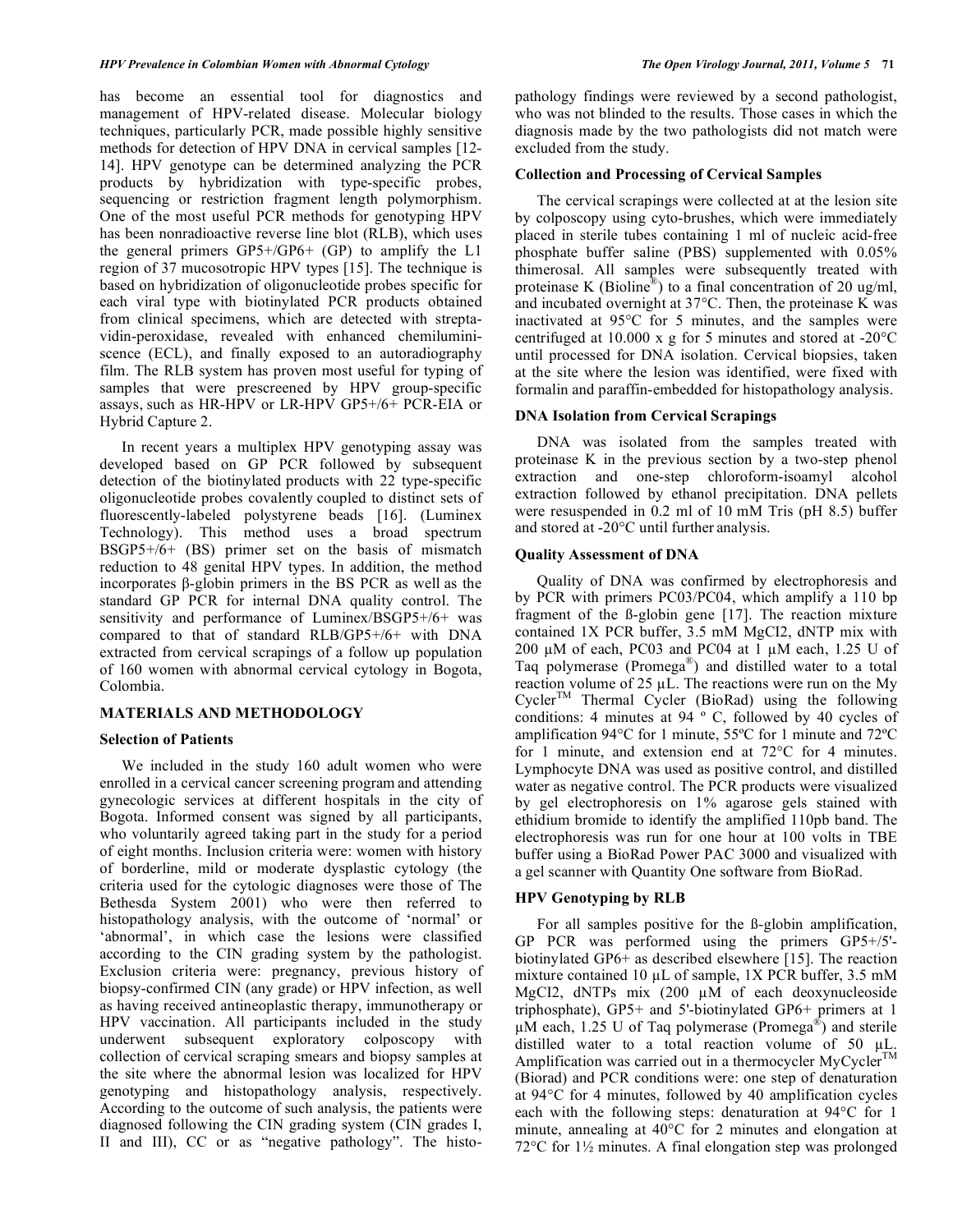has become an essential tool for diagnostics and management of HPV-related disease. Molecular biology techniques, particularly PCR, made possible highly sensitive methods for detection of HPV DNA in cervical samples [12-14]. HPV genotype can be determined analyzing the PCR products by hybridization with type-specific probes, sequencing or restriction fragment length polymorphism. One of the most useful PCR methods for genotyping HPV has been nonradioactive reverse line blot (RLB), which uses the general primers GP5+/GP6+ (GP) to amplify the L1 region of 37 mucosotropic HPV types [15]. The technique is based on hybridization of oligonucleotide probes specific for each viral type with biotinylated PCR products obtained from clinical specimens, which are detected with streptavidin-peroxidase, revealed with enhanced chemiluminiscence (ECL), and finally exposed to an autoradiography film. The RLB system has proven most useful for typing of samples that were prescreened by HPV group-specific assays, such as HR-HPV or LR-HPV GP5+/6+ PCR-EIA or Hybrid Capture 2.

In recent years a multiplex HPV genotyping assay was developed based on GP PCR followed by subsequent detection of the biotinylated products with 22 type-specific oligonucleotide probes covalently coupled to distinct sets of fluorescently-labeled polystyrene beads [16]. (Luminex Technology). This method uses a broad spectrum BSGP5+/6+ (BS) primer set on the basis of mismatch reduction to 48 genital HPV types. In addition, the method incorporates β-globin primers in the BS PCR as well as the standard GP PCR for internal DNA quality control. The sensitivity and performance of Luminex/BSGP5+/6+ was compared to that of standard RLB/GP5+/6+ with DNA extracted from cervical scrapings of a follow up population of 160 women with abnormal cervical cytology in Bogota, Colombia.

## MATERIALS AND METHODOLOGY

### Selection of Patients

We included in the study 160 adult women who were enrolled in a cervical cancer screening program and attending gynecologic services at different hospitals in the city of Bogota. Informed consent was signed by all participants, who voluntarily agreed taking part in the study for a period of eight months. Inclusion criteria were: women with history of borderline, mild or moderate dysplastic cytology (the criteria used for the cytologic diagnoses were those of The Bethesda System 2001) who were then referred to histopathology analysis, with the outcome of 'normal' or 'abnormal', in which case the lesions were classified according to the CIN grading system by the pathologist. Exclusion criteria were: pregnancy, previous history of biopsy-confirmed CIN (any grade) or HPV infection, as well as having received antineoplastic therapy, immunotherapy or HPV vaccination. All participants included in the study underwent subsequent exploratory colposcopy with collection of cervical scraping smears and biopsy samples at the site where the abnormal lesion was localized for HPV genotyping and histopathology analysis, respectively. According to the outcome of such analysis, the patients were diagnosed following the CIN grading system (CIN grades I, II and III), CC or as "negative pathology". The histopathology findings were reviewed by a second pathologist, who was not blinded to the results. Those cases in which the diagnosis made by the two pathologists did not match were excluded from the study.

### Collection and Processing of Cervical Samples

The cervical scrapings were collected at at the lesion site by colposcopy using cyto-brushes, which were immediately placed in sterile tubes containing 1 ml of nucleic acid-free phosphate buffer saline (PBS) supplemented with 0.05% thimerosal. All samples were subsequently treated with proteinase K (Bioline®) to a final concentration of 20 ug/ml, and incubated overnight at 37°C. Then, the proteinase K was inactivated at 95°C for 5 minutes, and the samples were centrifuged at 10.000 x g for 5 minutes and stored at -20°C until processed for DNA isolation. Cervical biopsies, taken at the site where the lesion was identified, were fixed with formalin and paraffin-embedded for histopathology analysis.

### DNA Isolation from Cervical Scrapings

DNA was isolated from the samples treated with proteinase K in the previous section by a two-step phenol extraction and one-step chloroform-isoamyl alcohol extraction followed by ethanol precipitation. DNA pellets were resuspended in 0.2 ml of 10 mM Tris (pH 8.5) buffer and stored at -20°C until further analysis.

### Quality Assessment of DNA

Quality of DNA was confirmed by electrophoresis and by PCR with primers PC03/PC04, which amplify a 110 bp fragment of the ß-globin gene [17]. The reaction mixture contained 1X PCR buffer, 3.5 mM $MgCl_2$, dNTP mix with 200 µM of each, PC03 and PC04 at 1 µM each, 1.25 U of Taq polymerase (Promega®) and distilled water to a total reaction volume of 25 µL. The reactions were run on the My Cycler™ Thermal Cycler (BioRad) using the following conditions: 4 minutes at 94 º C, followed by 40 cycles of amplification 94°C for 1 minute, 55ºC for 1 minute and 72ºC for 1 minute, and extension end at 72°C for 4 minutes. Lymphocyte DNA was used as positive control, and distilled water as negative control. The PCR products were visualized by gel electrophoresis on 1% agarose gels stained with ethidium bromide to identify the amplified 110pb band. The electrophoresis was run for one hour at 100 volts in TBE buffer using a BioRad Power PAC 3000 and visualized with a gel scanner with Quantity One software from BioRad.

### HPV Genotyping by RLB

For all samples positive for the ß-globin amplification, GP PCR was performed using the primers GP5+/5'-biotinylated GP6+ as described elsewhere [15]. The reaction mixture contained 10 µL of sample, 1X PCR buffer, 3.5 mM $MgCl_2$, dNTPs mix (200 µM of each deoxynucleoside triphosphate), GP5+ and 5'-biotinylated GP6+ primers at 1 µM each, 1.25 U of Taq polymerase (Promega®) and sterile distilled water to a total reaction volume of 50 µL. Amplification was carried out in a thermocycler MyCycler™ (Biorad) and PCR conditions were: one step of denaturation at 94°C for 4 minutes, followed by 40 amplification cycles each with the following steps: denaturation at 94°C for 1 minute, annealing at 40°C for 2 minutes and elongation at 72°C for 1½ minutes. A final elongation step was prolonged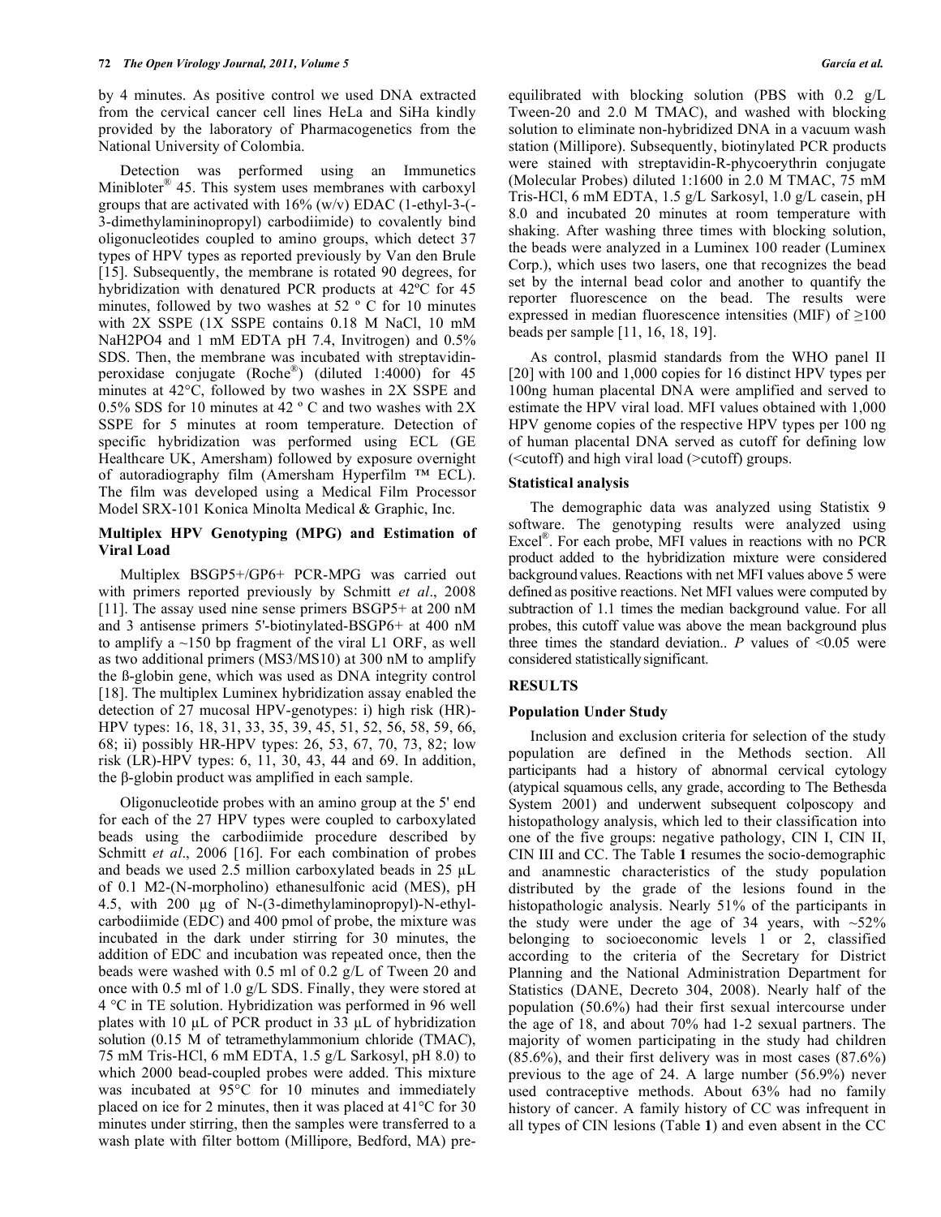by 4 minutes. As positive control we used DNA extracted from the cervical cancer cell lines HeLa and SiHa kindly provided by the laboratory of Pharmacogenetics from the National University of Colombia.

Detection was performed using an Immunetics Minibloter® 45. This system uses membranes with carboxyl groups that are activated with 16% (w/v) EDAC (1-ethyl-3-(-3-dimethylamininopropyl) carbodiimide) to covalently bind oligonucleotides coupled to amino groups, which detect 37 types of HPV types as reported previously by Van den Brule [15]. Subsequently, the membrane is rotated 90 degrees, for hybridization with denatured PCR products at 42ºC for 45 minutes, followed by two washes at 52 º C for 10 minutes with 2X SSPE (1X SSPE contains 0.18 M NaCl, 10 mM $NaH_2PO_4$ and 1 mM EDTA pH 7.4, Invitrogen) and 0.5% SDS. Then, the membrane was incubated with streptavidin-peroxidase conjugate (Roche®) (diluted 1:4000) for 45 minutes at 42°C, followed by two washes in 2X SSPE and 0.5% SDS for 10 minutes at 42 º C and two washes with 2X SSPE for 5 minutes at room temperature. Detection of specific hybridization was performed using ECL (GE Healthcare UK, Amersham) followed by exposure overnight of autoradiography film (Amersham Hyperfilm ™ ECL). The film was developed using a Medical Film Processor Model SRX-101 Konica Minolta Medical & Graphic, Inc.

### Multiplex HPV Genotyping (MPG) and Estimation of Viral Load

Multiplex BSGP5+/GP6+ PCR-MPG was carried out with primers reported previously by Schmitt *et al*., 2008 [11]. The assay used nine sense primers BSGP5+ at 200 nM and 3 antisense primers 5'-biotinylated-BSGP6+ at 400 nM to amplify a ~150 bp fragment of the viral L1 ORF, as well as two additional primers (MS3/MS10) at 300 nM to amplify the ß-globin gene, which was used as DNA integrity control [18]. The multiplex Luminex hybridization assay enabled the detection of 27 mucosal HPV-genotypes: i) high risk (HR)-HPV types: 16, 18, 31, 33, 35, 39, 45, 51, 52, 56, 58, 59, 66, 68; ii) possibly HR-HPV types: 26, 53, 67, 70, 73, 82; low risk (LR)-HPV types: 6, 11, 30, 43, 44 and 69. In addition, the β-globin product was amplified in each sample.

Oligonucleotide probes with an amino group at the 5' end for each of the 27 HPV types were coupled to carboxylated beads using the carbodiimide procedure described by Schmitt *et al*., 2006 [16]. For each combination of probes and beads we used 2.5 million carboxylated beads in 25 µL of 0.1 M2-(N-morpholino) ethanesulfonic acid (MES), pH 4.5, with 200 µg of N-(3-dimethylaminopropyl)-N-ethyl-carbodiimide (EDC) and 400 pmol of probe, the mixture was incubated in the dark under stirring for 30 minutes, the addition of EDC and incubation was repeated once, then the beads were washed with 0.5 ml of 0.2 g/L of Tween 20 and once with 0.5 ml of 1.0 g/L SDS. Finally, they were stored at 4 °C in TE solution. Hybridization was performed in 96 well plates with 10 µL of PCR product in 33 µL of hybridization solution (0.15 M of tetramethylammonium chloride (TMAC), 75 mM Tris-HCl, 6 mM EDTA, 1.5 g/L Sarkosyl, pH 8.0) to which 2000 bead-coupled probes were added. This mixture was incubated at 95°C for 10 minutes and immediately placed on ice for 2 minutes, then it was placed at 41°C for 30 minutes under stirring, then the samples were transferred to a wash plate with filter bottom (Millipore, Bedford, MA) pre-equilibrated with blocking solution (PBS with 0.2 g/L Tween-20 and 2.0 M TMAC), and washed with blocking solution to eliminate non-hybridized DNA in a vacuum wash station (Millipore). Subsequently, biotinylated PCR products were stained with streptavidin-R-phycoerythrin conjugate (Molecular Probes) diluted 1:1600 in 2.0 M TMAC, 75 mM Tris-HCl, 6 mM EDTA, 1.5 g/L Sarkosyl, 1.0 g/L casein, pH 8.0 and incubated 20 minutes at room temperature with shaking. After washing three times with blocking solution, the beads were analyzed in a Luminex 100 reader (Luminex Corp.), which uses two lasers, one that recognizes the bead set by the internal bead color and another to quantify the reporter fluorescence on the bead. The results were expressed in median fluorescence intensities (MIF) of ≥100 beads per sample [11, 16, 18, 19].

As control, plasmid standards from the WHO panel II [20] with 100 and 1,000 copies for 16 distinct HPV types per 100ng human placental DNA were amplified and served to estimate the HPV viral load. MFI values obtained with 1,000 HPV genome copies of the respective HPV types per 100 ng of human placental DNA served as cutoff for defining low (<cutoff) and high viral load (>cutoff) groups.

### Statistical analysis

The demographic data was analyzed using Statistix 9 software. The genotyping results were analyzed using Excel®. For each probe, MFI values in reactions with no PCR product added to the hybridization mixture were considered background values. Reactions with net MFI values above 5 were defined as positive reactions. Net MFI values were computed by subtraction of 1.1 times the median background value. For all probes, this cutoff value was above the mean background plus three times the standard deviation.. $P$ values of $<0.05$ were considered statistically significant.

## RESULTS

### Population Under Study

Inclusion and exclusion criteria for selection of the study population are defined in the Methods section. All participants had a history of abnormal cervical cytology (atypical squamous cells, any grade, according to The Bethesda System 2001) and underwent subsequent colposcopy and histopathology analysis, which led to their classification into one of the five groups: negative pathology, CIN I, CIN II, CIN III and CC. The Table **1** resumes the socio-demographic and anamnestic characteristics of the study population distributed by the grade of the lesions found in the histopathologic analysis. Nearly 51% of the participants in the study were under the age of 34 years, with ~52% belonging to socioeconomic levels 1 or 2, classified according to the criteria of the Secretary for District Planning and the National Administration Department for Statistics (DANE, Decreto 304, 2008). Nearly half of the population (50.6%) had their first sexual intercourse under the age of 18, and about 70% had 1-2 sexual partners. The majority of women participating in the study had children (85.6%), and their first delivery was in most cases (87.6%) previous to the age of 24. A large number (56.9%) never used contraceptive methods. About 63% had no family history of cancer. A family history of CC was infrequent in all types of CIN lesions (Table **1**) and even absent in the CC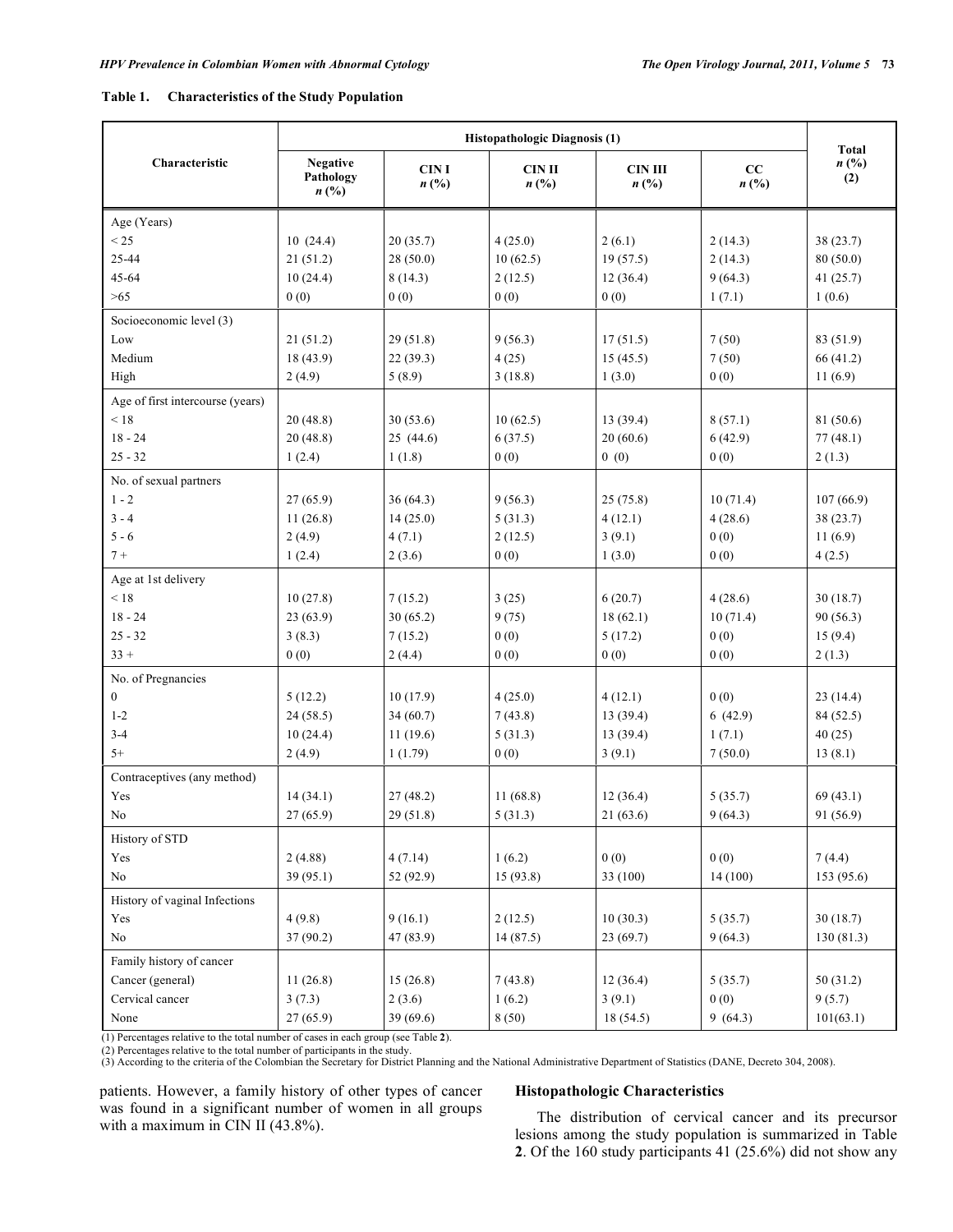**Table 1. Characteristics of the Study Population**

| Characteristic | Histopathologic Diagnosis (1) | | | | | Total n (%) (2) |
|---|---|---|---|---|---|---|
| | Negative Pathology n (%) | CIN I n (%) | CIN II n (%) | CIN III n (%) | CC n (%) | |
| Age (Years) | | | | | | |
| < 25 | 10 (24.4) | 20 (35.7) | 4 (25.0) | 2 (6.1) | 2 (14.3) | 38 (23.7) |
| 25-44 | 21 (51.2) | 28 (50.0) | 10 (62.5) | 19 (57.5) | 2 (14.3) | 80 (50.0) |
| 45-64 | 10 (24.4) | 8 (14.3) | 2 (12.5) | 12 (36.4) | 9 (64.3) | 41 (25.7) |
| >65 | 0 (0) | 0 (0) | 0 (0) | 0 (0) | 1 (7.1) | 1 (0.6) |
| Socioeconomic level (3) | | | | | | |
| Low | 21 (51.2) | 29 (51.8) | 9 (56.3) | 17 (51.5) | 7 (50) | 83 (51.9) |
| Medium | 18 (43.9) | 22 (39.3) | 4 (25) | 15 (45.5) | 7 (50) | 66 (41.2) |
| High | 2 (4.9) | 5 (8.9) | 3 (18.8) | 1 (3.0) | 0 (0) | 11 (6.9) |
| Age of first intercourse (years) | | | | | | |
| < 18 | 20 (48.8) | 30 (53.6) | 10 (62.5) | 13 (39.4) | 8 (57.1) | 81 (50.6) |
| 18 - 24 | 20 (48.8) | 25 (44.6) | 6 (37.5) | 20 (60.6) | 6 (42.9) | 77 (48.1) |
| 25 - 32 | 1 (2.4) | 1 (1.8) | 0 (0) | 0 (0) | 0 (0) | 2 (1.3) |
| No. of sexual partners | | | | | | |
| 1 - 2 | 27 (65.9) | 36 (64.3) | 9 (56.3) | 25 (75.8) | 10 (71.4) | 107 (66.9) |
| 3 - 4 | 11 (26.8) | 14 (25.0) | 5 (31.3) | 4 (12.1) | 4 (28.6) | 38 (23.7) |
| 5 - 6 | 2 (4.9) | 4 (7.1) | 2 (12.5) | 3 (9.1) | 0 (0) | 11 (6.9) |
| 7 + | 1 (2.4) | 2 (3.6) | 0 (0) | 1 (3.0) | 0 (0) | 4 (2.5) |
| Age at 1st delivery | | | | | | |
| < 18 | 10 (27.8) | 7 (15.2) | 3 (25) | 6 (20.7) | 4 (28.6) | 30 (18.7) |
| 18 - 24 | 23 (63.9) | 30 (65.2) | 9 (75) | 18 (62.1) | 10 (71.4) | 90 (56.3) |
| 25 - 32 | 3 (8.3) | 7 (15.2) | 0 (0) | 5 (17.2) | 0 (0) | 15 (9.4) |
| 33 + | 0 (0) | 2 (4.4) | 0 (0) | 0 (0) | 0 (0) | 2 (1.3) |
| No. of Pregnancies | | | | | | |
| 0 | 5 (12.2) | 10 (17.9) | 4 (25.0) | 4 (12.1) | 0 (0) | 23 (14.4) |
| 1-2 | 24 (58.5) | 34 (60.7) | 7 (43.8) | 13 (39.4) | 6 (42.9) | 84 (52.5) |
| 3-4 | 10 (24.4) | 11 (19.6) | 5 (31.3) | 13 (39.4) | 1 (7.1) | 40 (25) |
| 5+ | 2 (4.9) | 1 (1.79) | 0 (0) | 3 (9.1) | 7 (50.0) | 13 (8.1) |
| Contraceptives (any method) | | | | | | |
| Yes | 14 (34.1) | 27 (48.2) | 11 (68.8) | 12 (36.4) | 5 (35.7) | 69 (43.1) |
| No | 27 (65.9) | 29 (51.8) | 5 (31.3) | 21 (63.6) | 9 (64.3) | 91 (56.9) |
| History of STD | | | | | | |
| Yes | 2 (4.88) | 4 (7.14) | 1 (6.2) | 0 (0) | 0 (0) | 7 (4.4) |
| No | 39 (95.1) | 52 (92.9) | 15 (93.8) | 33 (100) | 14 (100) | 153 (95.6) |
| History of vaginal Infections | | | | | | |
| Yes | 4 (9.8) | 9 (16.1) | 2 (12.5) | 10 (30.3) | 5 (35.7) | 30 (18.7) |
| No | 37 (90.2) | 47 (83.9) | 14 (87.5) | 23 (69.7) | 9 (64.3) | 130 (81.3) |
| Family history of cancer | | | | | | |
| Cancer (general) | 11 (26.8) | 15 (26.8) | 7 (43.8) | 12 (36.4) | 5 (35.7) | 50 (31.2) |
| Cervical cancer | 3 (7.3) | 2 (3.6) | 1 (6.2) | 3 (9.1) | 0 (0) | 9 (5.7) |
| None | 27 (65.9) | 39 (69.6) | 8 (50) | 18 (54.5) | 9 (64.3) | 101(63.1) |

(1) Percentages relative to the total number of cases in each group (see Table **2**).
(2) Percentages relative to the total number of participants in the study.
(3) According to the criteria of the Colombian the Secretary for District Planning and the National Administrative Department of Statistics (DANE, Decreto 304, 2008).

patients. However, a family history of other types of cancer was found in a significant number of women in all groups with a maximum in CIN II (43.8%).

### Histopathologic Characteristics

The distribution of cervical cancer and its precursor lesions among the study population is summarized in Table **2**. Of the 160 study participants 41 (25.6%) did not show any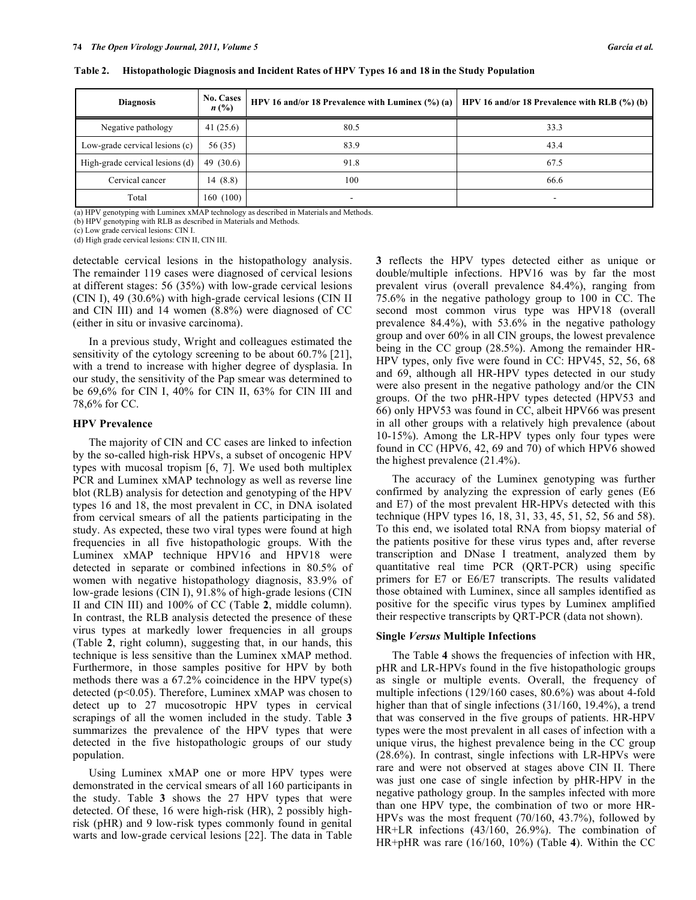**Table 2. Histopathologic Diagnosis and Incident Rates of HPV Types 16 and 18 in the Study Population**

| Diagnosis | No. Cases *n* (%) | HPV 16 and/or 18 Prevalence with Luminex (%) (a) | HPV 16 and/or 18 Prevalence with RLB (%) (b) |
|---|---|---|---|
| Negative pathology | 41 (25.6) | 80.5 | 33.3 |
| Low-grade cervical lesions (c) | 56 (35) | 83.9 | 43.4 |
| High-grade cervical lesions (d) | 49 (30.6) | 91.8 | 67.5 |
| Cervical cancer | 14 (8.8) | 100 | 66.6 |
| Total | 160 (100) | - | - |

(a) HPV genotyping with Luminex xMAP technology as described in Materials and Methods.
(b) HPV genotyping with RLB as described in Materials and Methods.
(c) Low grade cervical lesions: CIN I.
(d) High grade cervical lesions: CIN II, CIN III.

detectable cervical lesions in the histopathology analysis. The remainder 119 cases were diagnosed of cervical lesions at different stages: 56 (35%) with low-grade cervical lesions (CIN I), 49 (30.6%) with high-grade cervical lesions (CIN II and CIN III) and 14 women (8.8%) were diagnosed of CC (either in situ or invasive carcinoma).

In a previous study, Wright and colleagues estimated the sensitivity of the cytology screening to be about 60.7% [21], with a trend to increase with higher degree of dysplasia. In our study, the sensitivity of the Pap smear was determined to be 69,6% for CIN I, 40% for CIN II, 63% for CIN III and 78,6% for CC.

### HPV Prevalence

The majority of CIN and CC cases are linked to infection by the so-called high-risk HPVs, a subset of oncogenic HPV types with mucosal tropism [6, 7]. We used both multiplex PCR and Luminex xMAP technology as well as reverse line blot (RLB) analysis for detection and genotyping of the HPV types 16 and 18, the most prevalent in CC, in DNA isolated from cervical smears of all the patients participating in the study. As expected, these two viral types were found at high frequencies in all five histopathologic groups. With the Luminex xMAP technique HPV16 and HPV18 were detected in separate or combined infections in 80.5% of women with negative histopathology diagnosis, 83.9% of low-grade lesions (CIN I), 91.8% of high-grade lesions (CIN II and CIN III) and 100% of CC (Table **2**, middle column). In contrast, the RLB analysis detected the presence of these virus types at markedly lower frequencies in all groups (Table **2**, right column), suggesting that, in our hands, this technique is less sensitive than the Luminex xMAP method. Furthermore, in those samples positive for HPV by both methods there was a 67.2% coincidence in the HPV type(s) detected ($p<0.05$). Therefore, Luminex xMAP was chosen to detect up to 27 mucosotropic HPV types in cervical scrapings of all the women included in the study. Table **3** summarizes the prevalence of the HPV types that were detected in the five histopathologic groups of our study population.

Using Luminex xMAP one or more HPV types were demonstrated in the cervical smears of all 160 participants in the study. Table **3** shows the 27 HPV types that were detected. Of these, 16 were high-risk (HR), 2 possibly high-risk (pHR) and 9 low-risk types commonly found in genital warts and low-grade cervical lesions [22]. The data in Table **3** reflects the HPV types detected either as unique or double/multiple infections. HPV16 was by far the most prevalent virus (overall prevalence 84.4%), ranging from 75.6% in the negative pathology group to 100 in CC. The second most common virus type was HPV18 (overall prevalence 84.4%), with 53.6% in the negative pathology group and over 60% in all CIN groups, the lowest prevalence being in the CC group (28.5%). Among the remainder HR-HPV types, only five were found in CC: HPV45, 52, 56, 68 and 69, although all HR-HPV types detected in our study were also present in the negative pathology and/or the CIN groups. Of the two pHR-HPV types detected (HPV53 and 66) only HPV53 was found in CC, albeit HPV66 was present in all other groups with a relatively high prevalence (about 10-15%). Among the LR-HPV types only four types were found in CC (HPV6, 42, 69 and 70) of which HPV6 showed the highest prevalence (21.4%).

The accuracy of the Luminex genotyping was further confirmed by analyzing the expression of early genes (E6 and E7) of the most prevalent HR-HPVs detected with this technique (HPV types 16, 18, 31, 33, 45, 51, 52, 56 and 58). To this end, we isolated total RNA from biopsy material of the patients positive for these virus types and, after reverse transcription and DNase I treatment, analyzed them by quantitative real time PCR (QRT-PCR) using specific primers for E7 or E6/E7 transcripts. The results validated those obtained with Luminex, since all samples identified as positive for the specific virus types by Luminex amplified their respective transcripts by QRT-PCR (data not shown).

### Single *Versus* Multiple Infections

The Table **4** shows the frequencies of infection with HR, pHR and LR-HPVs found in the five histopathologic groups as single or multiple events. Overall, the frequency of multiple infections (129/160 cases, 80.6%) was about 4-fold higher than that of single infections (31/160, 19.4%), a trend that was conserved in the five groups of patients. HR-HPV types were the most prevalent in all cases of infection with a unique virus, the highest prevalence being in the CC group (28.6%). In contrast, single infections with LR-HPVs were rare and were not observed at stages above CIN II. There was just one case of single infection by pHR-HPV in the negative pathology group. In the samples infected with more than one HPV type, the combination of two or more HR-HPVs was the most frequent (70/160, 43.7%), followed by HR+LR infections (43/160, 26.9%). The combination of HR+pHR was rare (16/160, 10%) (Table **4**). Within the CC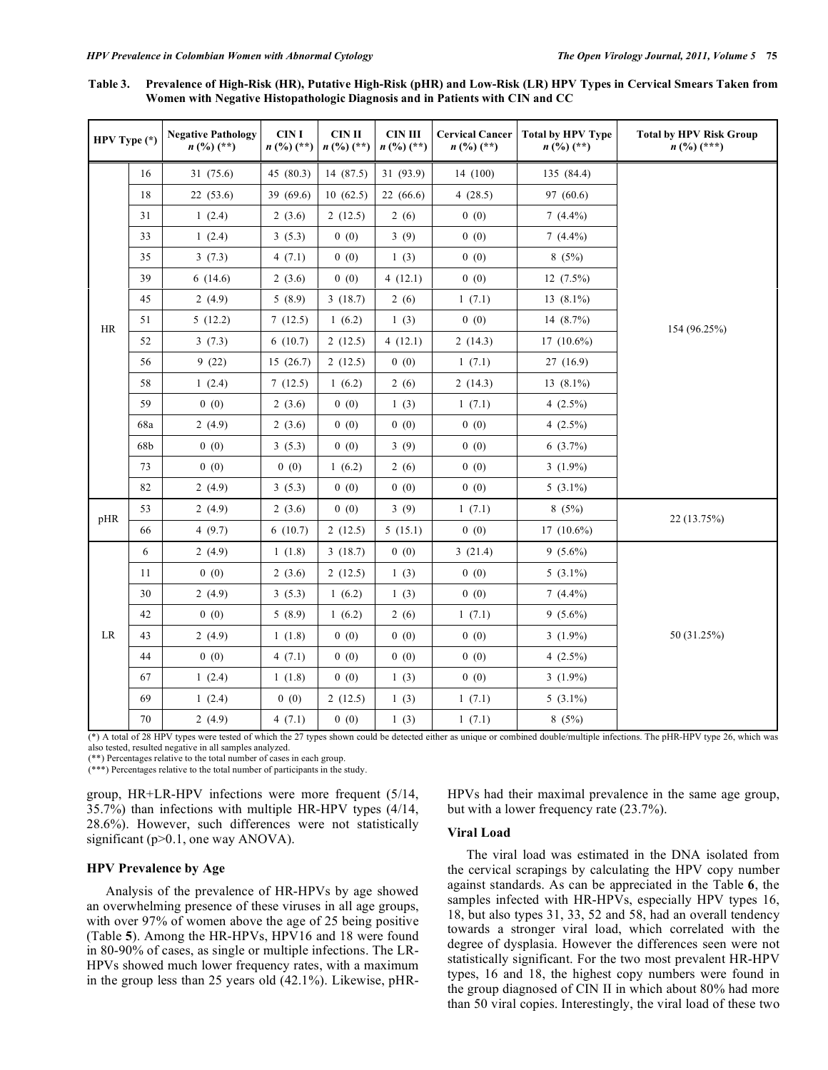**Table 3. Prevalence of High-Risk (HR), Putative High-Risk (pHR) and Low-Risk (LR) HPV Types in Cervical Smears Taken from Women with Negative Histopathologic Diagnosis and in Patients with CIN and CC**

| HPV Type (*) | | Negative Pathology n (%) (**) | CIN I n (%) (**) | CIN II n (%) (**) | CIN III n (%) (**) | Cervical Cancer n (%) (**) | Total by HPV Type n (%) (**) | Total by HPV Risk Group n (%) (***) |
|---|---|---|---|---|---|---|---|---|
| HR | 16 | 31 (75.6) | 45 (80.3) | 14 (87.5) | 31 (93.9) | 14 (100) | 135 (84.4) | 154 (96.25%) |
| | 18 | 22 (53.6) | 39 (69.6) | 10 (62.5) | 22 (66.6) | 4 (28.5) | 97 (60.6) | |
| | 31 | 1 (2.4) | 2 (3.6) | 2 (12.5) | 2 (6) | 0 (0) | 7 (4.4%) | |
| | 33 | 1 (2.4) | 3 (5.3) | 0 (0) | 3 (9) | 0 (0) | 7 (4.4%) | |
| | 35 | 3 (7.3) | 4 (7.1) | 0 (0) | 1 (3) | 0 (0) | 8 (5%) | |
| | 39 | 6 (14.6) | 2 (3.6) | 0 (0) | 4 (12.1) | 0 (0) | 12 (7.5%) | |
| | 45 | 2 (4.9) | 5 (8.9) | 3 (18.7) | 2 (6) | 1 (7.1) | 13 (8.1%) | |
| | 51 | 5 (12.2) | 7 (12.5) | 1 (6.2) | 1 (3) | 0 (0) | 14 (8.7%) | |
| | 52 | 3 (7.3) | 6 (10.7) | 2 (12.5) | 4 (12.1) | 2 (14.3) | 17 (10.6%) | |
| | 56 | 9 (22) | 15 (26.7) | 2 (12.5) | 0 (0) | 1 (7.1) | 27 (16.9) | |
| | 58 | 1 (2.4) | 7 (12.5) | 1 (6.2) | 2 (6) | 2 (14.3) | 13 (8.1%) | |
| | 59 | 0 (0) | 2 (3.6) | 0 (0) | 1 (3) | 1 (7.1) | 4 (2.5%) | |
| | 68a | 2 (4.9) | 2 (3.6) | 0 (0) | 0 (0) | 0 (0) | 4 (2.5%) | |
| | 68b | 0 (0) | 3 (5.3) | 0 (0) | 3 (9) | 0 (0) | 6 (3.7%) | |
| | 73 | 0 (0) | 0 (0) | 1 (6.2) | 2 (6) | 0 (0) | 3 (1.9%) | |
| | 82 | 2 (4.9) | 3 (5.3) | 0 (0) | 0 (0) | 0 (0) | 5 (3.1%) | |
| pHR | 53 | 2 (4.9) | 2 (3.6) | 0 (0) | 3 (9) | 1 (7.1) | 8 (5%) | 22 (13.75%) |
| | 66 | 4 (9.7) | 6 (10.7) | 2 (12.5) | 5 (15.1) | 0 (0) | 17 (10.6%) | |
| LR | 6 | 2 (4.9) | 1 (1.8) | 3 (18.7) | 0 (0) | 3 (21.4) | 9 (5.6%) | 50 (31.25%) |
| | 11 | 0 (0) | 2 (3.6) | 2 (12.5) | 1 (3) | 0 (0) | 5 (3.1%) | |
| | 30 | 2 (4.9) | 3 (5.3) | 1 (6.2) | 1 (3) | 0 (0) | 7 (4.4%) | |
| | 42 | 0 (0) | 5 (8.9) | 1 (6.2) | 2 (6) | 1 (7.1) | 9 (5.6%) | |
| | 43 | 2 (4.9) | 1 (1.8) | 0 (0) | 0 (0) | 0 (0) | 3 (1.9%) | |
| | 44 | 0 (0) | 4 (7.1) | 0 (0) | 0 (0) | 0 (0) | 4 (2.5%) | |
| | 67 | 1 (2.4) | 1 (1.8) | 0 (0) | 1 (3) | 0 (0) | 3 (1.9%) | |
| | 69 | 1 (2.4) | 0 (0) | 2 (12.5) | 1 (3) | 1 (7.1) | 5 (3.1%) | |
| | 70 | 2 (4.9) | 4 (7.1) | 0 (0) | 1 (3) | 1 (7.1) | 8 (5%) | |

(*) A total of 28 HPV types were tested of which the 27 types shown could be detected either as unique or combined double/multiple infections. The pHR-HPV type 26, which was also tested, resulted negative in all samples analyzed.
(**) Percentages relative to the total number of cases in each group.
(***) Percentages relative to the total number of participants in the study.

group, HR+LR-HPV infections were more frequent (5/14, 35.7%) than infections with multiple HR-HPV types (4/14, 28.6%). However, such differences were not statistically significant ($p>0.1$, one way ANOVA).

### HPV Prevalence by Age

Analysis of the prevalence of HR-HPVs by age showed an overwhelming presence of these viruses in all age groups, with over 97% of women above the age of 25 being positive (Table **5**). Among the HR-HPVs, HPV16 and 18 were found in 80-90% of cases, as single or multiple infections. The LR-HPVs showed much lower frequency rates, with a maximum in the group less than 25 years old (42.1%). Likewise, pHR-HPVs had their maximal prevalence in the same age group, but with a lower frequency rate (23.7%).

### Viral Load

The viral load was estimated in the DNA isolated from the cervical scrapings by calculating the HPV copy number against standards. As can be appreciated in the Table **6**, the samples infected with HR-HPVs, especially HPV types 16, 18, but also types 31, 33, 52 and 58, had an overall tendency towards a stronger viral load, which correlated with the degree of dysplasia. However the differences seen were not statistically significant. For the two most prevalent HR-HPV types, 16 and 18, the highest copy numbers were found in the group diagnosed of CIN II in which about 80% had more than 50 viral copies. Interestingly, the viral load of these two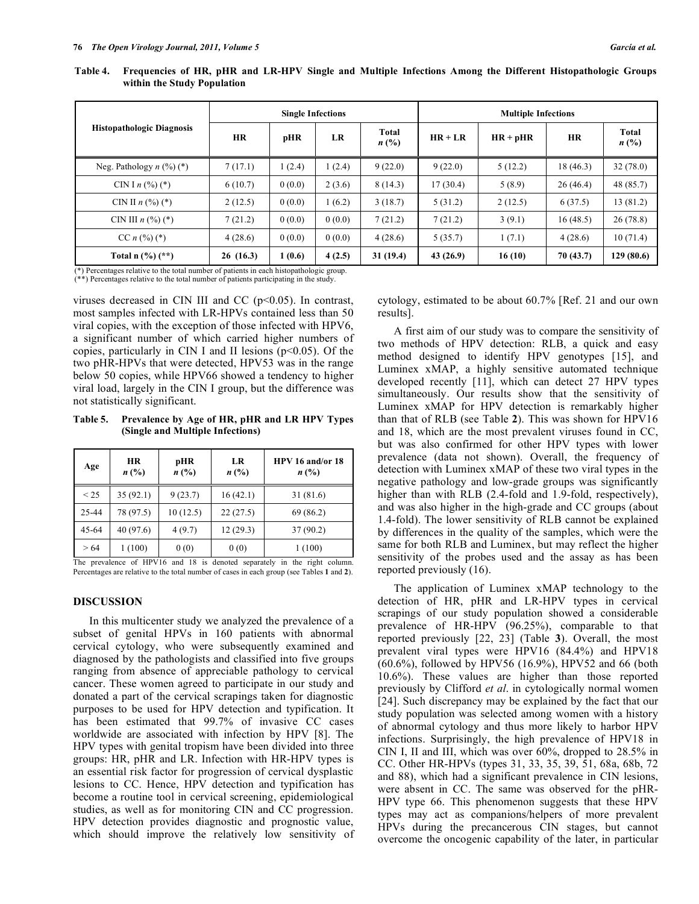**Table 4. Frequencies of HR, pHR and LR-HPV Single and Multiple Infections Among the Different Histopathologic Groups within the Study Population**

| Histopathologic Diagnosis | Single Infections | | | | Multiple Infections | | | |
|---|---|---|---|---|---|---|---|---|
| | HR | pHR | LR | Total *n* (%) | HR + LR | HR + pHR | HR | Total *n* (%) |
| Neg. Pathology *n* (%) (*) | 7 (17.1) | 1 (2.4) | 1 (2.4) | 9 (22.0) | 9 (22.0) | 5 (12.2) | 18 (46.3) | 32 (78.0) |
| CIN I *n* (%) (*) | 6 (10.7) | 0 (0.0) | 2 (3.6) | 8 (14.3) | 17 (30.4) | 5 (8.9) | 26 (46.4) | 48 (85.7) |
| CIN II *n* (%) (*) | 2 (12.5) | 0 (0.0) | 1 (6.2) | 3 (18.7) | 5 (31.2) | 2 (12.5) | 6 (37.5) | 13 (81.2) |
| CIN III *n* (%) (*) | 7 (21.2) | 0 (0.0) | 0 (0.0) | 7 (21.2) | 7 (21.2) | 3 (9.1) | 16 (48.5) | 26 (78.8) |
| CC *n* (%) (*) | 4 (28.6) | 0 (0.0) | 0 (0.0) | 4 (28.6) | 5 (35.7) | 1 (7.1) | 4 (28.6) | 10 (71.4) |
| **Total n (%) (**)** | **26 (16.3)** | **1 (0.6)** | **4 (2.5)** | **31 (19.4)** | **43 (26.9)** | **16 (10)** | **70 (43.7)** | **129 (80.6)** |

(*) Percentages relative to the total number of patients in each histopathologic group.
(**) Percentages relative to the total number of patients participating in the study.

viruses decreased in CIN III and CC ($p<0.05$). In contrast, most samples infected with LR-HPVs contained less than 50 viral copies, with the exception of those infected with HPV6, a significant number of which carried higher numbers of copies, particularly in CIN I and II lesions ($p<0.05$). Of the two pHR-HPVs that were detected, HPV53 was in the range below 50 copies, while HPV66 showed a tendency to higher viral load, largely in the CIN I group, but the difference was not statistically significant.

**Table 5. Prevalence by Age of HR, pHR and LR HPV Types (Single and Multiple Infections)**

| Age | HR *n* (%) | pHR *n* (%) | LR *n* (%) | HPV 16 and/or 18 *n* (%) |
|---|---|---|---|---|
| < 25 | 35 (92.1) | 9 (23.7) | 16 (42.1) | 31 (81.6) |
| 25-44 | 78 (97.5) | 10 (12.5) | 22 (27.5) | 69 (86.2) |
| 45-64 | 40 (97.6) | 4 (9.7) | 12 (29.3) | 37 (90.2) |
| > 64 | 1 (100) | 0 (0) | 0 (0) | 1 (100) |

The prevalence of HPV16 and 18 is denoted separately in the right column. Percentages are relative to the total number of cases in each group (see Tables **1** and **2**).

## DISCUSSION

In this multicenter study we analyzed the prevalence of a subset of genital HPVs in 160 patients with abnormal cervical cytology, who were subsequently examined and diagnosed by the pathologists and classified into five groups ranging from absence of appreciable pathology to cervical cancer. These women agreed to participate in our study and donated a part of the cervical scrapings taken for diagnostic purposes to be used for HPV detection and typification. It has been estimated that 99.7% of invasive CC cases worldwide are associated with infection by HPV [8]. The HPV types with genital tropism have been divided into three groups: HR, pHR and LR. Infection with HR-HPV types is an essential risk factor for progression of cervical dysplastic lesions to CC. Hence, HPV detection and typification has become a routine tool in cervical screening, epidemiological studies, as well as for monitoring CIN and CC progression. HPV detection provides diagnostic and prognostic value, which should improve the relatively low sensitivity of cytology, estimated to be about 60.7% [Ref. 21 and our own results].

A first aim of our study was to compare the sensitivity of two methods of HPV detection: RLB, a quick and easy method designed to identify HPV genotypes [15], and Luminex xMAP, a highly sensitive automated technique developed recently [11], which can detect 27 HPV types simultaneously. Our results show that the sensitivity of Luminex xMAP for HPV detection is remarkably higher than that of RLB (see Table **2**). This was shown for HPV16 and 18, which are the most prevalent viruses found in CC, but was also confirmed for other HPV types with lower prevalence (data not shown). Overall, the frequency of detection with Luminex xMAP of these two viral types in the negative pathology and low-grade groups was significantly higher than with RLB (2.4-fold and 1.9-fold, respectively), and was also higher in the high-grade and CC groups (about 1.4-fold). The lower sensitivity of RLB cannot be explained by differences in the quality of the samples, which were the same for both RLB and Luminex, but may reflect the higher sensitivity of the probes used and the assay as has been reported previously (16).

The application of Luminex xMAP technology to the detection of HR, pHR and LR-HPV types in cervical scrapings of our study population showed a considerable prevalence of HR-HPV (96.25%), comparable to that reported previously [22, 23] (Table **3**). Overall, the most prevalent viral types were HPV16 (84.4%) and HPV18 (60.6%), followed by HPV56 (16.9%), HPV52 and 66 (both 10.6%). These values are higher than those reported previously by Clifford *et al*. in cytologically normal women [24]. Such discrepancy may be explained by the fact that our study population was selected among women with a history of abnormal cytology and thus more likely to harbor HPV infections. Surprisingly, the high prevalence of HPV18 in CIN I, II and III, which was over 60%, dropped to 28.5% in CC. Other HR-HPVs (types 31, 33, 35, 39, 51, 68a, 68b, 72 and 88), which had a significant prevalence in CIN lesions, were absent in CC. The same was observed for the pHR-HPV type 66. This phenomenon suggests that these HPV types may act as companions/helpers of more prevalent HPVs during the precancerous CIN stages, but cannot overcome the oncogenic capability of the later, in particular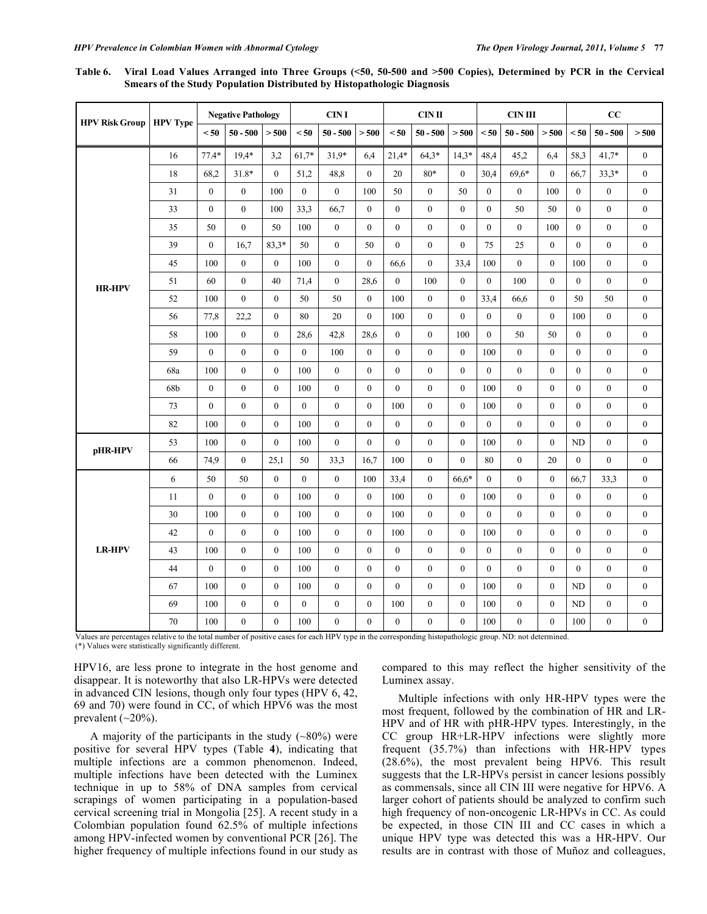**Table 6. Viral Load Values Arranged into Three Groups (<50, 50-500 and >500 Copies), Determined by PCR in the Cervical Smears of the Study Population Distributed by Histopathologic Diagnosis**

| HPV Risk Group | HPV Type | Negative Pathology | | | CIN I | | | CIN II | | | CIN III | | | CC | | |
|---|---|---|---|---|---|---|---|---|---|---|---|---|---|---|---|---|
| | | < 50 | 50 - 500 | > 500 | < 50 | 50 - 500 | > 500 | < 50 | 50 - 500 | > 500 | < 50 | 50 - 500 | > 500 | < 50 | 50 - 500 | > 500 |
| HR-HPV | 16 | 77,4* | 19,4* | 3,2 | 61,7* | 31,9* | 6,4 | 21,4* | 64,3* | 14,3* | 48,4 | 45,2 | 6,4 | 58,3 | 41,7* | 0 |
| | 18 | 68,2 | 31.8* | 0 | 51,2 | 48,8 | 0 | 20 | 80* | 0 | 30,4 | 69,6* | 0 | 66,7 | 33,3* | 0 |
| | 31 | 0 | 0 | 100 | 0 | 0 | 100 | 50 | 0 | 50 | 0 | 0 | 100 | 0 | 0 | 0 |
| | 33 | 0 | 0 | 100 | 33,3 | 66,7 | 0 | 0 | 0 | 0 | 0 | 50 | 50 | 0 | 0 | 0 |
| | 35 | 50 | 0 | 50 | 100 | 0 | 0 | 0 | 0 | 0 | 0 | 0 | 100 | 0 | 0 | 0 |
| | 39 | 0 | 16,7 | 83,3* | 50 | 0 | 50 | 0 | 0 | 0 | 75 | 25 | 0 | 0 | 0 | 0 |
| | 45 | 100 | 0 | 0 | 100 | 0 | 0 | 66,6 | 0 | 33,4 | 100 | 0 | 0 | 100 | 0 | 0 |
| | 51 | 60 | 0 | 40 | 71,4 | 0 | 28,6 | 0 | 100 | 0 | 0 | 100 | 0 | 0 | 0 | 0 |
| | 52 | 100 | 0 | 0 | 50 | 50 | 0 | 100 | 0 | 0 | 33,4 | 66,6 | 0 | 50 | 50 | 0 |
| | 56 | 77,8 | 22,2 | 0 | 80 | 20 | 0 | 100 | 0 | 0 | 0 | 0 | 0 | 100 | 0 | 0 |
| | 58 | 100 | 0 | 0 | 28,6 | 42,8 | 28,6 | 0 | 0 | 100 | 0 | 50 | 50 | 0 | 0 | 0 |
| | 59 | 0 | 0 | 0 | 0 | 100 | 0 | 0 | 0 | 0 | 100 | 0 | 0 | 0 | 0 | 0 |
| | 68a | 100 | 0 | 0 | 100 | 0 | 0 | 0 | 0 | 0 | 0 | 0 | 0 | 0 | 0 | 0 |
| | 68b | 0 | 0 | 0 | 100 | 0 | 0 | 0 | 0 | 0 | 100 | 0 | 0 | 0 | 0 | 0 |
| | 73 | 0 | 0 | 0 | 0 | 0 | 0 | 100 | 0 | 0 | 100 | 0 | 0 | 0 | 0 | 0 |
| | 82 | 100 | 0 | 0 | 100 | 0 | 0 | 0 | 0 | 0 | 0 | 0 | 0 | 0 | 0 | 0 |
| pHR-HPV | 53 | 100 | 0 | 0 | 100 | 0 | 0 | 0 | 0 | 0 | 100 | 0 | 0 | ND | 0 | 0 |
| | 66 | 74,9 | 0 | 25,1 | 50 | 33,3 | 16,7 | 100 | 0 | 0 | 80 | 0 | 20 | 0 | 0 | 0 |
| LR-HPV | 6 | 50 | 50 | 0 | 0 | 0 | 100 | 33,4 | 0 | 66,6* | 0 | 0 | 0 | 66,7 | 33,3 | 0 |
| | 11 | 0 | 0 | 0 | 100 | 0 | 0 | 100 | 0 | 0 | 100 | 0 | 0 | 0 | 0 | 0 |
| | 30 | 100 | 0 | 0 | 100 | 0 | 0 | 100 | 0 | 0 | 0 | 0 | 0 | 0 | 0 | 0 |
| | 42 | 0 | 0 | 0 | 100 | 0 | 0 | 100 | 0 | 0 | 100 | 0 | 0 | 0 | 0 | 0 |
| | 43 | 100 | 0 | 0 | 100 | 0 | 0 | 0 | 0 | 0 | 0 | 0 | 0 | 0 | 0 | 0 |
| | 44 | 0 | 0 | 0 | 100 | 0 | 0 | 0 | 0 | 0 | 0 | 0 | 0 | 0 | 0 | 0 |
| | 67 | 100 | 0 | 0 | 100 | 0 | 0 | 0 | 0 | 0 | 100 | 0 | 0 | ND | 0 | 0 |
| | 69 | 100 | 0 | 0 | 0 | 0 | 0 | 100 | 0 | 0 | 100 | 0 | 0 | ND | 0 | 0 |
| | 70 | 100 | 0 | 0 | 100 | 0 | 0 | 0 | 0 | 0 | 100 | 0 | 0 | 100 | 0 | 0 |

Values are percentages relative to the total number of positive cases for each HPV type in the corresponding histopathologic group. ND: not determined.
(*) Values were statistically significantly different.

HPV16, are less prone to integrate in the host genome and disappear. It is noteworthy that also LR-HPVs were detected in advanced CIN lesions, though only four types (HPV 6, 42, 69 and 70) were found in CC, of which HPV6 was the most prevalent (~20%).

A majority of the participants in the study (~80%) were positive for several HPV types (Table **4**), indicating that multiple infections are a common phenomenon. Indeed, multiple infections have been detected with the Luminex technique in up to 58% of DNA samples from cervical scrapings of women participating in a population-based cervical screening trial in Mongolia [25]. A recent study in a Colombian population found 62.5% of multiple infections among HPV-infected women by conventional PCR [26]. The higher frequency of multiple infections found in our study as compared to this may reflect the higher sensitivity of the Luminex assay.

Multiple infections with only HR-HPV types were the most frequent, followed by the combination of HR and LR-HPV and of HR with pHR-HPV types. Interestingly, in the CC group HR+LR-HPV infections were slightly more frequent (35.7%) than infections with HR-HPV types (28.6%), the most prevalent being HPV6. This result suggests that the LR-HPVs persist in cancer lesions possibly as commensals, since all CIN III were negative for HPV6. A larger cohort of patients should be analyzed to confirm such high frequency of non-oncogenic LR-HPVs in CC. As could be expected, in those CIN III and CC cases in which a unique HPV type was detected this was a HR-HPV. Our results are in contrast with those of Muñoz and colleagues,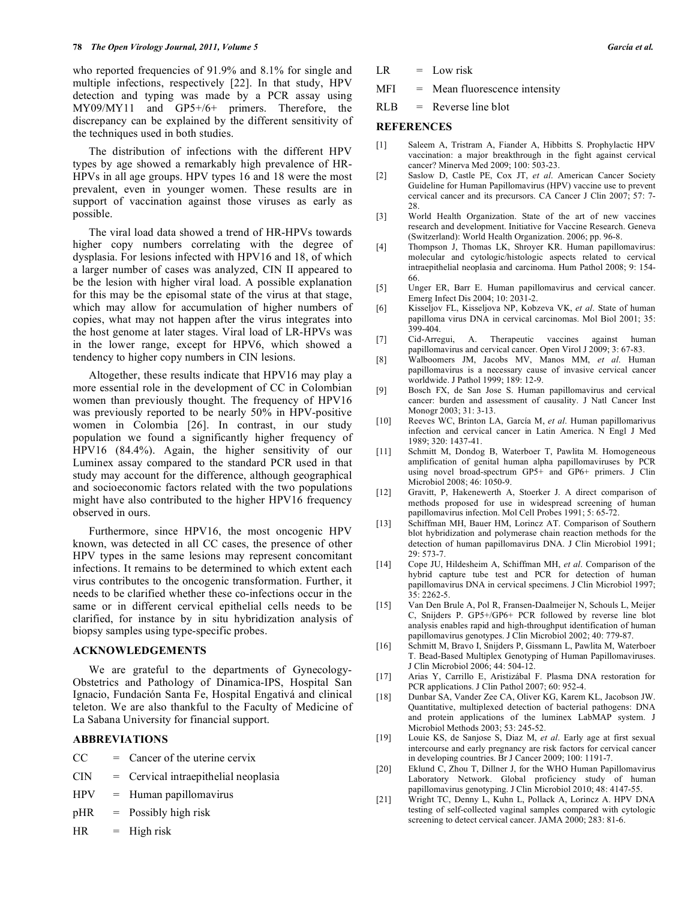who reported frequencies of 91.9% and 8.1% for single and multiple infections, respectively [22]. In that study, HPV detection and typing was made by a PCR assay using MY09/MY11 and GP5+/6+ primers. Therefore, the discrepancy can be explained by the different sensitivity of the techniques used in both studies.

The distribution of infections with the different HPV types by age showed a remarkably high prevalence of HR-HPVs in all age groups. HPV types 16 and 18 were the most prevalent, even in younger women. These results are in support of vaccination against those viruses as early as possible.

The viral load data showed a trend of HR-HPVs towards higher copy numbers correlating with the degree of dysplasia. For lesions infected with HPV16 and 18, of which a larger number of cases was analyzed, CIN II appeared to be the lesion with higher viral load. A possible explanation for this may be the episomal state of the virus at that stage, which may allow for accumulation of higher numbers of copies, what may not happen after the virus integrates into the host genome at later stages. Viral load of LR-HPVs was in the lower range, except for HPV6, which showed a tendency to higher copy numbers in CIN lesions.

Altogether, these results indicate that HPV16 may play a more essential role in the development of CC in Colombian women than previously thought. The frequency of HPV16 was previously reported to be nearly 50% in HPV-positive women in Colombia [26]. In contrast, in our study population we found a significantly higher frequency of HPV16 (84.4%). Again, the higher sensitivity of our Luminex assay compared to the standard PCR used in that study may account for the difference, although geographical and socioeconomic factors related with the two populations might have also contributed to the higher HPV16 frequency observed in ours.

Furthermore, since HPV16, the most oncogenic HPV known, was detected in all CC cases, the presence of other HPV types in the same lesions may represent concomitant infections. It remains to be determined to which extent each virus contributes to the oncogenic transformation. Further, it needs to be clarified whether these co-infections occur in the same or in different cervical epithelial cells needs to be clarified, for instance by in situ hybridization analysis of biopsy samples using type-specific probes.

## ACKNOWLEDGEMENTS

We are grateful to the departments of Gynecology-Obstetrics and Pathology of Dinamica-IPS, Hospital San Ignacio, Fundación Santa Fe, Hospital Engativá and clinical teleton. We are also thankful to the Faculty of Medicine of La Sabana University for financial support.

## ABBREVIATIONS

CC = Cancer of the uterine cervix

CIN = Cervical intraepithelial neoplasia

HPV = Human papillomavirus

pHR = Possibly high risk

HR = High risk

LR = Low risk

MFI = Mean fluorescence intensity

RLB = Reverse line blot

## REFERENCES

[1] Saleem A, Tristram A, Fiander A, Hibbitts S. Prophylactic HPV vaccination: a major breakthrough in the fight against cervical cancer? Minerva Med 2009; 100: 503-23.

[2] Saslow D, Castle PE, Cox JT, *et al*. American Cancer Society Guideline for Human Papillomavirus (HPV) vaccine use to prevent cervical cancer and its precursors. CA Cancer J Clin 2007; 57: 7-28.

[3] World Health Organization. State of the art of new vaccines research and development. Initiative for Vaccine Research. Geneva (Switzerland): World Health Organization. 2006; pp. 96-8.

[4] Thompson J, Thomas LK, Shroyer KR. Human papillomavirus: molecular and cytologic/histologic aspects related to cervical intraepithelial neoplasia and carcinoma. Hum Pathol 2008; 9: 154-66.

[5] Unger ER, Barr E. Human papillomavirus and cervical cancer. Emerg Infect Dis 2004; 10: 2031-2.

[6] Kisseljov FL, Kisseljova NP, Kobzeva VK, *et al*. State of human papilloma virus DNA in cervical carcinomas. Mol Biol 2001; 35: 399-404.

[7] Cid-Arregui, A. Therapeutic vaccines against human papillomavirus and cervical cancer. Open Virol J 2009; 3: 67-83.

[8] Walboomers JM, Jacobs MV, Manos MM, *et al*. Human papillomavirus is a necessary cause of invasive cervical cancer worldwide. J Pathol 1999; 189: 12-9.

[9] Bosch FX, de San Jose S. Human papillomavirus and cervical cancer: burden and assessment of causality. J Natl Cancer Inst Monogr 2003; 31: 3-13.

[10] Reeves WC, Brinton LA, García M, *et al*. Human papillomarivus infection and cervical cancer in Latin America. N Engl J Med 1989; 320: 1437-41.

[11] Schmitt M, Dondog B, Waterboer T, Pawlita M. Homogeneous amplification of genital human alpha papillomaviruses by PCR using novel broad-spectrum GP5+ and GP6+ primers. J Clin Microbiol 2008; 46: 1050-9.

[12] Gravitt, P, Hakenewerth A, Stoerker J. A direct comparison of methods proposed for use in widespread screening of human papillomavirus infection. Mol Cell Probes 1991; 5: 65-72.

[13] Schiffman MH, Bauer HM, Lorincz AT. Comparison of Southern blot hybridization and polymerase chain reaction methods for the detection of human papillomavirus DNA. J Clin Microbiol 1991; 29: 573-7.

[14] Cope JU, Hildesheim A, Schiffman MH, *et al*. Comparison of the hybrid capture tube test and PCR for detection of human papillomavirus DNA in cervical specimens. J Clin Microbiol 1997; 35: 2262-5.

[15] Van Den Brule A, Pol R, Fransen-Daalmeijer N, Schouls L, Meijer C, Snijders P. GP5+/GP6+ PCR followed by reverse line blot analysis enables rapid and high-throughput identification of human papillomavirus genotypes. J Clin Microbiol 2002; 40: 779-87.

[16] Schmitt M, Bravo I, Snijders P, Gissmann L, Pawlita M, Waterboer T. Bead-Based Multiplex Genotyping of Human Papillomaviruses. J Clin Microbiol 2006; 44: 504-12.

[17] Arias Y, Carrillo E, Aristizábal F. Plasma DNA restoration for PCR applications. J Clin Pathol 2007; 60: 952-4.

[18] Dunbar SA, Vander Zee CA, Oliver KG, Karem KL, Jacobson JW. Quantitative, multiplexed detection of bacterial pathogens: DNA and protein applications of the luminex LabMAP system. J Microbiol Methods 2003; 53: 245-52.

[19] Louie KS, de Sanjose S, Diaz M, *et al*. Early age at first sexual intercourse and early pregnancy are risk factors for cervical cancer in developing countries. Br J Cancer 2009; 100: 1191-7.

[20] Eklund C, Zhou T, Dillner J, for the WHO Human Papillomavirus Laboratory Network. Global proficiency study of human papillomavirus genotyping. J Clin Microbiol 2010; 48: 4147-55.

[21] Wright TC, Denny L, Kuhn L, Pollack A, Lorincz A. HPV DNA testing of self-collected vaginal samples compared with cytologic screening to detect cervical cancer. JAMA 2000; 283: 81-6.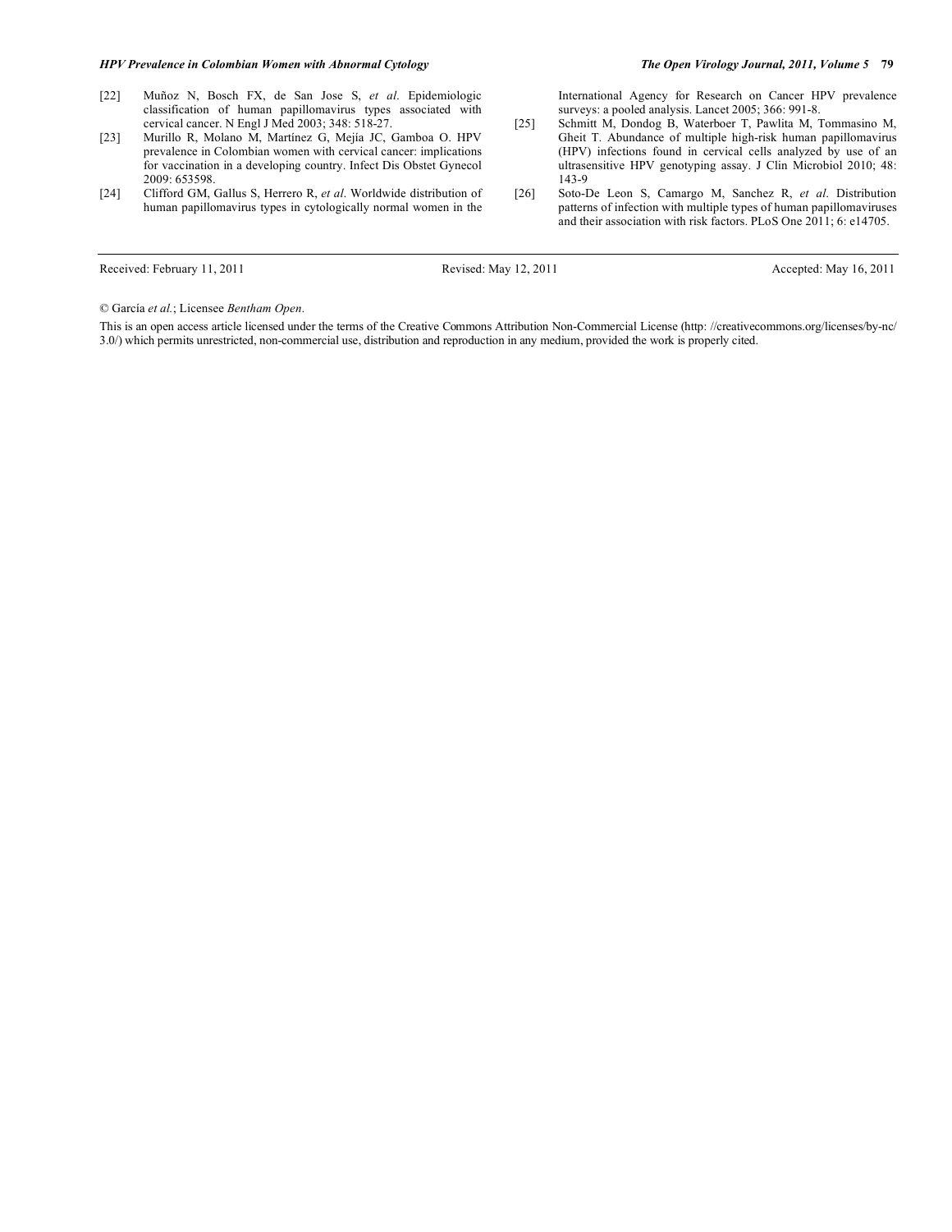[22] Muñoz N, Bosch FX, de San Jose S, *et al*. Epidemiologic classification of human papillomavirus types associated with cervical cancer. N Engl J Med 2003; 348: 518-27.

[23] Murillo R, Molano M, Martínez G, Mejía JC, Gamboa O. HPV prevalence in Colombian women with cervical cancer: implications for vaccination in a developing country. Infect Dis Obstet Gynecol 2009: 653598.

[24] Clifford GM, Gallus S, Herrero R, *et al*. Worldwide distribution of human papillomavirus types in cytologically normal women in the International Agency for Research on Cancer HPV prevalence surveys: a pooled analysis. Lancet 2005; 366: 991-8.

[25] Schmitt M, Dondog B, Waterboer T, Pawlita M, Tommasino M, Gheit T. Abundance of multiple high-risk human papillomavirus (HPV) infections found in cervical cells analyzed by use of an ultrasensitive HPV genotyping assay. J Clin Microbiol 2010; 48: 143-9

[26] Soto-De Leon S, Camargo M, Sanchez R, *et al*. Distribution patterns of infection with multiple types of human papillomaviruses and their association with risk factors. PLoS One 2011; 6: e14705.

Received: February 11, 2011 Revised: May 12, 2011 Accepted: May 16, 2011

© García *et al.*; Licensee *Bentham Open*.

This is an open access article licensed under the terms of the Creative Commons Attribution Non-Commercial License (http: //creativecommons.org/licenses/by-nc/3.0/) which permits unrestricted, non-commercial use, distribution and reproduction in any medium, provided the work is properly cited.